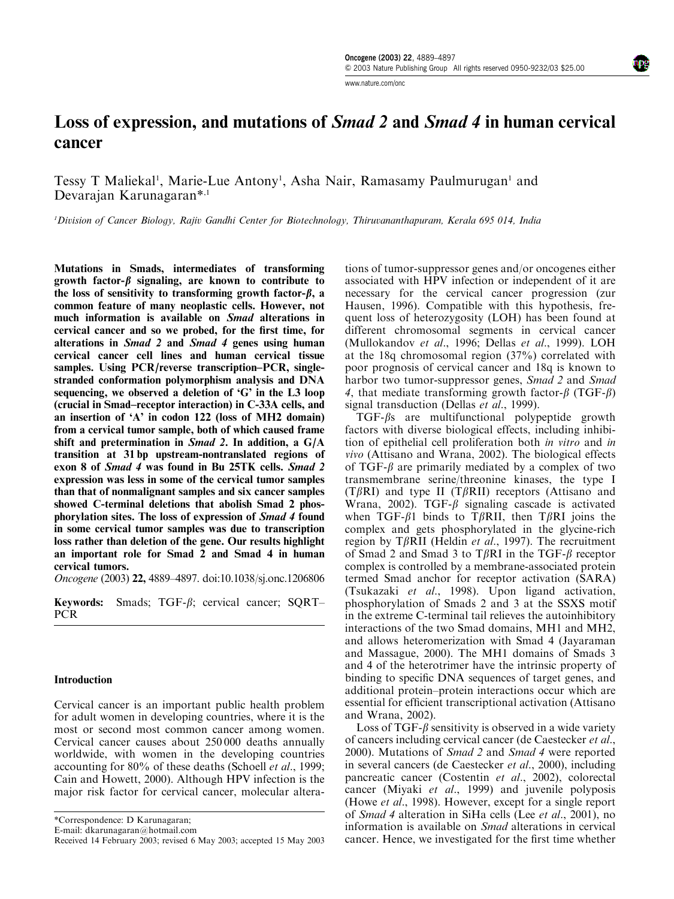# Loss of expression, and mutations of *Smad 2* and *Smad 4* in human cervical cancer

Tessy T Maliekal[1], Marie-Lue Antony[1], Asha Nair, Ramasamy Paulmurugan[1] and Devarajan Karunagaran*[,1]

[1]Division of Cancer Biology, Rajiv Gandhi Center for Biotechnology, Thiruvananthapuram, Kerala 695 014, India

**Mutations in Smads, intermediates of transforming growth factor-$\beta$ signaling, are known to contribute to the loss of sensitivity to transforming growth factor-$\beta$, a common feature of many neoplastic cells. However, not much information is available on *Smad* alterations in cervical cancer and so we probed, for the first time, for alterations in *Smad 2* and *Smad 4* genes using human cervical cancer cell lines and human cervical tissue samples. Using PCR/reverse transcription–PCR, single-stranded conformation polymorphism analysis and DNA sequencing, we observed a deletion of 'G' in the L3 loop (crucial in Smad–receptor interaction) in C-33A cells, and an insertion of 'A' in codon 122 (loss of MH2 domain) from a cervical tumor sample, both of which caused frame shift and pretermination in *Smad 2*. In addition, a G/A transition at 31 bp upstream-nontranslated regions of exon 8 of *Smad 4* was found in Bu 25TK cells. *Smad 2* expression was less in some of the cervical tumor samples than that of nonmalignant samples and six cancer samples showed C-terminal deletions that abolish Smad 2 phosphorylation sites. The loss of expression of *Smad 4* found in some cervical tumor samples was due to transcription loss rather than deletion of the gene. Our results highlight an important role for Smad 2 and Smad 4 in human cervical tumors.**

*Oncogene* (2003) **22,** 4889–4897. doi:10.1038/sj.onc.1206806

**Keywords:** Smads; TGF-$\beta$; cervical cancer; SQRT–PCR

## Introduction

Cervical cancer is an important public health problem for adult women in developing countries, where it is the most or second most common cancer among women. Cervical cancer causes about 250 000 deaths annually worldwide, with women in the developing countries accounting for 80% of these deaths (Schoell *et al*., 1999; Cain and Howett, 2000). Although HPV infection is the major risk factor for cervical cancer, molecular alterations of tumor-suppressor genes and/or oncogenes either associated with HPV infection or independent of it are necessary for the cervical cancer progression (zur Hausen, 1996). Compatible with this hypothesis, frequent loss of heterozygosity (LOH) has been found at different chromosomal segments in cervical cancer (Mullokandov *et al*., 1996; Dellas *et al*., 1999). LOH at the 18q chromosomal region (37%) correlated with poor prognosis of cervical cancer and 18q is known to harbor two tumor-suppressor genes, *Smad 2* and *Smad 4*, that mediate transforming growth factor-$\beta$ (TGF-$\beta$) signal transduction (Dellas *et al*., 1999).

TGF-$\beta$s are multifunctional polypeptide growth factors with diverse biological effects, including inhibition of epithelial cell proliferation both *in vitro* and *in vivo* (Attisano and Wrana, 2002). The biological effects of TGF-$\beta$ are primarily mediated by a complex of two transmembrane serine/threonine kinases, the type I (T$\beta$RI) and type II (T$\beta$RII) receptors (Attisano and Wrana, 2002). TGF-$\beta$ signaling cascade is activated when TGF-$\beta$1 binds to T$\beta$RII, then T$\beta$RI joins the complex and gets phosphorylated in the glycine-rich region by T$\beta$RII (Heldin *et al*., 1997). The recruitment of Smad 2 and Smad 3 to T$\beta$RI in the TGF-$\beta$ receptor complex is controlled by a membrane-associated protein termed Smad anchor for receptor activation (SARA) (Tsukazaki *et al*., 1998). Upon ligand activation, phosphorylation of Smads 2 and 3 at the SSXS motif in the extreme C-terminal tail relieves the autoinhibitory interactions of the two Smad domains, MH1 and MH2, and allows heteromerization with Smad 4 (Jayaraman and Massague, 2000). The MH1 domains of Smads 3 and 4 of the heterotrimer have the intrinsic property of binding to specific DNA sequences of target genes, and additional protein–protein interactions occur which are essential for efficient transcriptional activation (Attisano and Wrana, 2002).

Loss of TGF-$\beta$ sensitivity is observed in a wide variety of cancers including cervical cancer (de Caestecker *et al*., 2000). Mutations of *Smad 2* and *Smad 4* were reported in several cancers (de Caestecker *et al*., 2000), including pancreatic cancer (Costentin *et al*., 2002), colorectal cancer (Miyaki *et al*., 1999) and juvenile polyposis (Howe *et al*., 1998). However, except for a single report of *Smad 4* alteration in SiHa cells (Lee *et al*., 2001), no information is available on *Smad* alterations in cervical cancer. Hence, we investigated for the first time whether

*Correspondence: D Karunagaran;
E-mail: dkarunagaran@hotmail.com
Received 14 February 2003; revised 6 May 2003; accepted 15 May 2003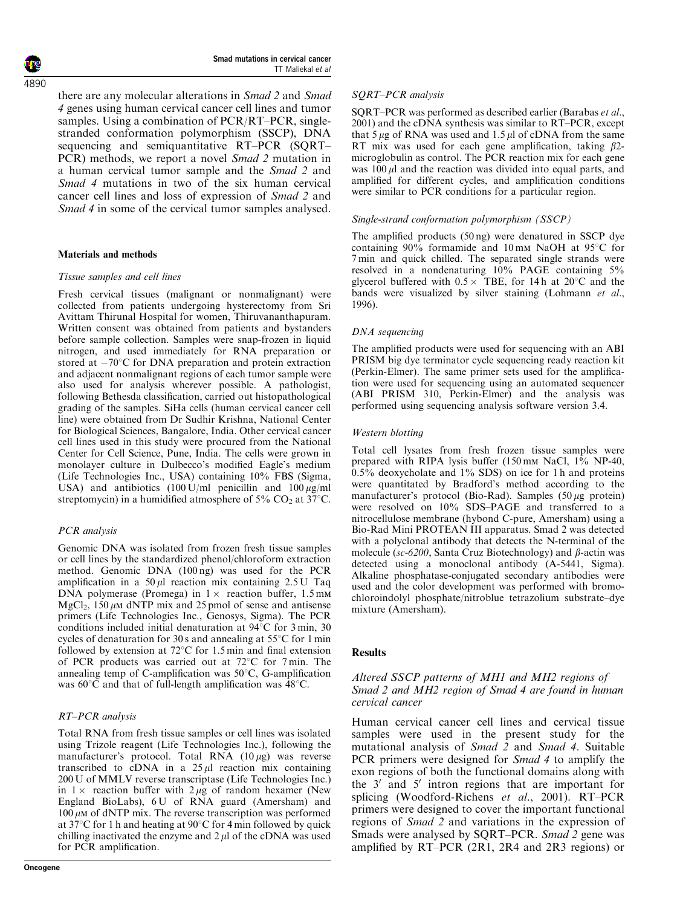there are any molecular alterations in *Smad 2* and *Smad 4* genes using human cervical cancer cell lines and tumor samples. Using a combination of PCR/RT–PCR, single-stranded conformation polymorphism (SSCP), DNA sequencing and semiquantitative RT–PCR (SQRT–PCR) methods, we report a novel *Smad 2* mutation in a human cervical tumor sample and the *Smad 2* and *Smad 4* mutations in two of the six human cervical cancer cell lines and loss of expression of *Smad 2* and *Smad 4* in some of the cervical tumor samples analysed.

## Materials and methods

### *Tissue samples and cell lines*

Fresh cervical tissues (malignant or nonmalignant) were collected from patients undergoing hysterectomy from Sri Avittam Thirunal Hospital for women, Thiruvananthapuram. Written consent was obtained from patients and bystanders before sample collection. Samples were snap-frozen in liquid nitrogen, and used immediately for RNA preparation or stored at $-70°C$ for DNA preparation and protein extraction and adjacent nonmalignant regions of each tumor sample were also used for analysis wherever possible. A pathologist, following Bethesda classification, carried out histopathological grading of the samples. SiHa cells (human cervical cancer cell line) were obtained from Dr Sudhir Krishna, National Center for Biological Sciences, Bangalore, India. Other cervical cancer cell lines used in this study were procured from the National Center for Cell Science, Pune, India. The cells were grown in monolayer culture in Dulbecco's modified Eagle's medium (Life Technologies Inc., USA) containing 10% FBS (Sigma, USA) and antibiotics (100 U/ml penicillin and 100 $\mu$g/ml streptomycin) in a humidified atmosphere of 5% $CO_2$ at 37°C.

### *PCR analysis*

Genomic DNA was isolated from frozen fresh tissue samples or cell lines by the standardized phenol/chloroform extraction method. Genomic DNA (100 ng) was used for the PCR amplification in a 50 $\mu$l reaction mix containing 2.5 U Taq DNA polymerase (Promega) in 1 × reaction buffer, 1.5 mM $MgCl_2$, 150 $\mu$M dNTP mix and 25 pmol of sense and antisense primers (Life Technologies Inc., Genosys, Sigma). The PCR conditions included initial denaturation at 94°C for 3 min, 30 cycles of denaturation for 30 s and annealing at 55°C for 1 min followed by extension at 72°C for 1.5 min and final extension of PCR products was carried out at 72°C for 7 min. The annealing temp of C-amplification was 50°C, G-amplification was 60°C and that of full-length amplification was 48°C.

### *RT–PCR analysis*

Total RNA from fresh tissue samples or cell lines was isolated using Trizole reagent (Life Technologies Inc.), following the manufacturer's protocol. Total RNA (10 $\mu$g) was reverse transcribed to cDNA in a 25 $\mu$l reaction mix containing 200 U of MMLV reverse transcriptase (Life Technologies Inc.) in 1 × reaction buffer with 2 $\mu$g of random hexamer (New England BioLabs), 6 U of RNA guard (Amersham) and 100 $\mu$M of dNTP mix. The reverse transcription was performed at 37°C for 1 h and heating at 90°C for 4 min followed by quick chilling inactivated the enzyme and 2 $\mu$l of the cDNA was used for PCR amplification.

### *SQRT–PCR analysis*

SQRT–PCR was performed as described earlier (Barabas *et al.*, 2001) and the cDNA synthesis was similar to RT–PCR, except that 5 $\mu$g of RNA was used and 1.5 $\mu$l of cDNA from the same RT mix was used for each gene amplification, taking $\beta$2-microglobulin as control. The PCR reaction mix for each gene was 100 $\mu$l and the reaction was divided into equal parts, and amplified for different cycles, and amplification conditions were similar to PCR conditions for a particular region.

### *Single-strand conformation polymorphism (SSCP)*

The amplified products (50 ng) were denatured in SSCP dye containing 90% formamide and 10 mM NaOH at 95°C for 7 min and quick chilled. The separated single strands were resolved in a nondenaturing 10% PAGE containing 5% glycerol buffered with 0.5 × TBE, for 14 h at 20°C and the bands were visualized by silver staining (Lohmann *et al.*, 1996).

### *DNA sequencing*

The amplified products were used for sequencing with an ABI PRISM big dye terminator cycle sequencing ready reaction kit (Perkin-Elmer). The same primer sets used for the amplification were used for sequencing using an automated sequencer (ABI PRISM 310, Perkin-Elmer) and the analysis was performed using sequencing analysis software version 3.4.

### *Western blotting*

Total cell lysates from fresh frozen tissue samples were prepared with RIPA lysis buffer (150 mM NaCl, 1% NP-40, 0.5% deoxycholate and 1% SDS) on ice for 1 h and proteins were quantitated by Bradford's method according to the manufacturer's protocol (Bio-Rad). Samples (50 $\mu$g protein) were resolved on 10% SDS–PAGE and transferred to a nitrocellulose membrane (hybond C-pure, Amersham) using a Bio-Rad Mini PROTEAN III apparatus. Smad 2 was detected with a polyclonal antibody that detects the N-terminal of the molecule (*sc-6200*, Santa Cruz Biotechnology) and $\beta$-actin was detected using a monoclonal antibody (A-5441, Sigma). Alkaline phosphatase-conjugated secondary antibodies were used and the color development was performed with bromochloroindolyl phosphate/nitroblue tetrazolium substrate–dye mixture (Amersham).

## Results

### *Altered SSCP patterns of MH1 and MH2 regions of Smad 2 and MH2 region of Smad 4 are found in human cervical cancer*

Human cervical cancer cell lines and cervical tissue samples were used in the present study for the mutational analysis of *Smad 2* and *Smad 4*. Suitable PCR primers were designed for *Smad 4* to amplify the exon regions of both the functional domains along with the 3′ and 5′ intron regions that are important for splicing (Woodford-Richens *et al.*, 2001). RT–PCR primers were designed to cover the important functional regions of *Smad 2* and variations in the expression of Smads were analysed by SQRT–PCR. *Smad 2* gene was amplified by RT–PCR (2R1, 2R4 and 2R3 regions) or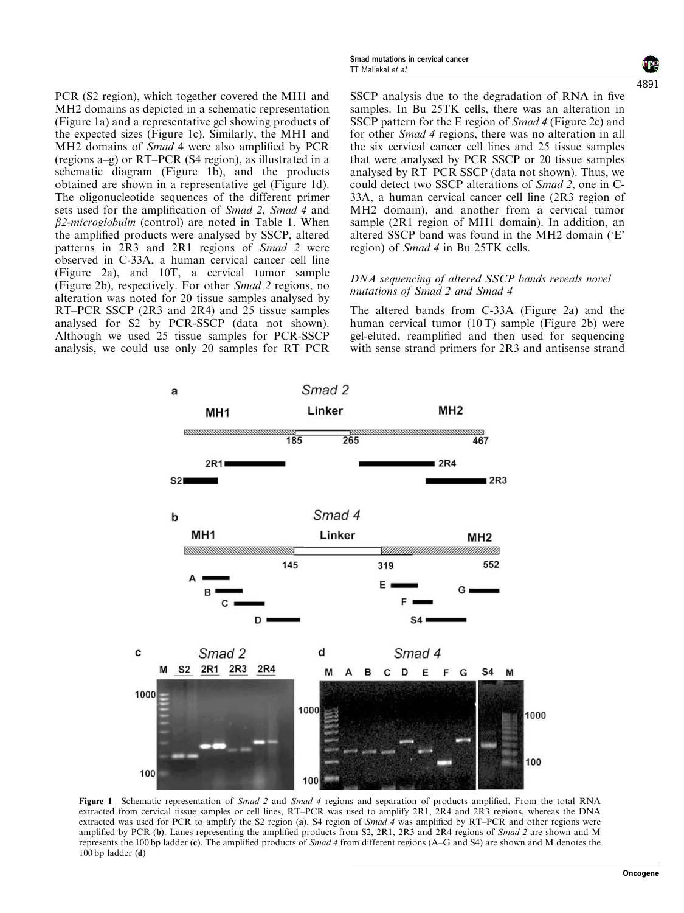PCR (S2 region), which together covered the MH1 and MH2 domains as depicted in a schematic representation (Figure 1a) and a representative gel showing products of the expected sizes (Figure 1c). Similarly, the MH1 and MH2 domains of *Smad* 4 were also amplified by PCR (regions a–g) or RT–PCR (S4 region), as illustrated in a schematic diagram (Figure 1b), and the products obtained are shown in a representative gel (Figure 1d). The oligonucleotide sequences of the different primer sets used for the amplification of *Smad 2*, *Smad 4* and *β2-microglobulin* (control) are noted in Table 1. When the amplified products were analysed by SSCP, altered patterns in 2R3 and 2R1 regions of *Smad 2* were observed in C-33A, a human cervical cancer cell line (Figure 2a), and 10T, a cervical tumor sample (Figure 2b), respectively. For other *Smad 2* regions, no alteration was noted for 20 tissue samples analysed by RT–PCR SSCP (2R3 and 2R4) and 25 tissue samples analysed for S2 by PCR-SSCP (data not shown). Although we used 25 tissue samples for PCR-SSCP analysis, we could use only 20 samples for RT–PCR SSCP analysis due to the degradation of RNA in five samples. In Bu 25TK cells, there was an alteration in SSCP pattern for the E region of *Smad 4* (Figure 2c) and for other *Smad 4* regions, there was no alteration in all the six cervical cancer cell lines and 25 tissue samples that were analysed by PCR SSCP or 20 tissue samples analysed by RT–PCR SSCP (data not shown). Thus, we could detect two SSCP alterations of *Smad 2*, one in C-33A, a human cervical cancer cell line (2R3 region of MH2 domain), and another from a cervical tumor sample (2R1 region of MH1 domain). In addition, an altered SSCP band was found in the MH2 domain ('E' region) of *Smad 4* in Bu 25TK cells.

### *DNA sequencing of altered SSCP bands reveals novel mutations of Smad 2 and Smad 4*

The altered bands from C-33A (Figure 2a) and the human cervical tumor (10 T) sample (Figure 2b) were gel-eluted, reamplified and then used for sequencing with sense strand primers for 2R3 and antisense strand

**Figure 1** Schematic representation of *Smad 2* and *Smad 4* regions and separation of products amplified. From the total RNA extracted from cervical tissue samples or cell lines, RT–PCR was used to amplify 2R1, 2R4 and 2R3 regions, whereas the DNA extracted was used for PCR to amplify the S2 region (**a**). S4 region of *Smad 4* was amplified by RT–PCR and other regions were amplified by PCR (**b**). Lanes representing the amplified products from S2, 2R1, 2R3 and 2R4 regions of *Smad 2* are shown and M represents the 100 bp ladder (**c**). The amplified products of *Smad 4* from different regions (A–G and S4) are shown and M denotes the 100 bp ladder (**d**)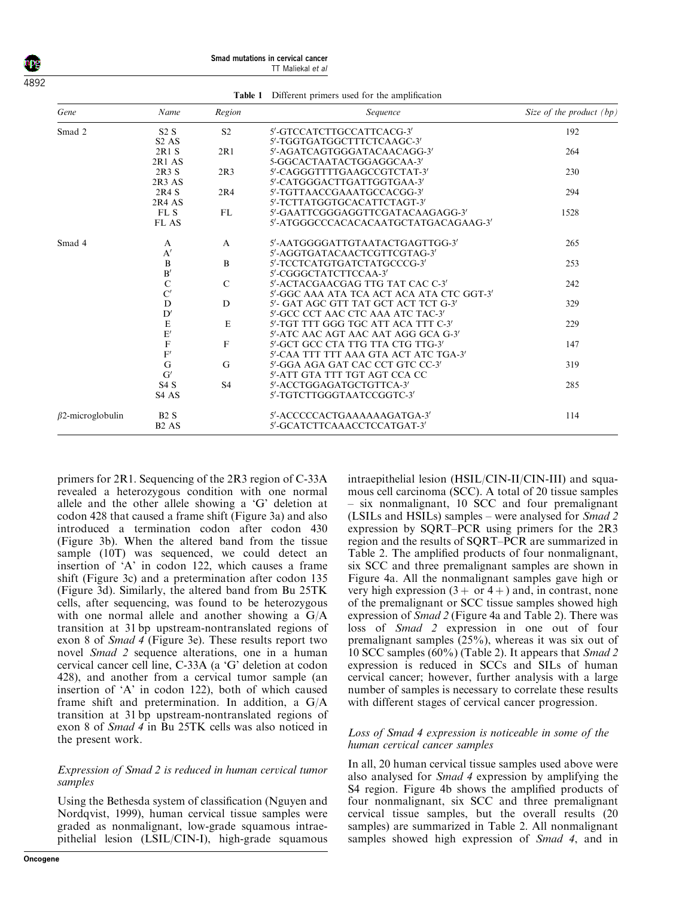**Table 1** Different primers used for the amplification

| Gene | Name | Region | Sequence | Size of the product (bp) |
|---|---|---|---|---|
| Smad 2 | S2 S | S2 | 5′-GTCCATCTTGCCATTCACG-3′ | 192 |
| | S2 AS | | 5′-TGGTGATGGCTTTCTCAAGC-3′ | |
| | 2R1 S | 2R1 | 5′-AGATCAGTGGGATACAACAGG-3′ | 264 |
| | 2R1 AS | | 5-GGCACTAATACTGGAGGCAA-3′ | |
| | 2R3 S | 2R3 | 5′-CAGGGTTTTGAAGCCGTCTAT-3′ | 230 |
| | 2R3 AS | | 5′-CATGGGACTTGATTGGTGAA-3′ | |
| | 2R4 S | 2R4 | 5′-TGTTAACCGAAATGCCACGG-3′ | 294 |
| | 2R4 AS | | 5′-TCTTATGGTGCACATTCTAGT-3′ | |
| | FL S | FL | 5′-GAATTCGGGAGGTTCGATACAAGAGG-3′ | 1528 |
| | FL AS | | 5′-ATGGGCCCACACACAATGCTATGACAGAAG-3′ | |
| Smad 4 | A | A | 5′-AATGGGGATTGTAATACTGAGTTGG-3′ | 265 |
| | A′ | | 5′-AGGTGATACAACTCGTTCGTAG-3′ | |
| | B | B | 5′-TCCTCATGTGATCTATGCCCG-3′ | 253 |
| | B′ | | 5′-CGGGCTATCTTCCAA-3′ | |
| | C | C | 5′-ACTACGAACGAG TTG TAT CAC C-3′ | 242 |
| | C′ | | 5′-GGC AAA ATA TCA ACT ACA ATA CTC GGT-3′ | |
| | D | D | 5′- GAT AGC GTT TAT GCT ACT TCT G-3′ | 329 |
| | D′ | | 5′-GCC CCT AAC CTC AAA ATC TAC-3′ | |
| | E | E | 5′-TGT TTT GGG TGC ATT ACA TTT C-3′ | 229 |
| | E′ | | 5′-ATC AAC AGT AAC AAT AGG GCA G-3′ | |
| | F | F | 5′-GCT GCC CTA TTG TTA CTG TTG-3′ | 147 |
| | F′ | | 5′-CAA TTT TTT AAA GTA ACT ATC TGA-3′ | |
| | G | G | 5′-GGA AGA GAT CAC CCT GTC CC-3′ | 319 |
| | G′ | | 5′-ATT GTA TTT TGT AGT CCA CC | |
| | S4 S | S4 | 5′-ACCTGGAGATGCTGTTCA-3′ | 285 |
| | S4 AS | | 5′-TGTCTTGGGTAATCCGGTC-3′ | |
| $\beta$2-microglobulin | B2 S | | 5′-ACCCCCACTGAAAAAAGATGA-3′ | 114 |
| | B2 AS | | 5′-GCATCTTCAAACCTCCATGAT-3′ | |

primers for 2R1. Sequencing of the 2R3 region of C-33A revealed a heterozygous condition with one normal allele and the other allele showing a 'G' deletion at codon 428 that caused a frame shift (Figure 3a) and also introduced a termination codon after codon 430 (Figure 3b). When the altered band from the tissue sample (10T) was sequenced, we could detect an insertion of 'A' in codon 122, which causes a frame shift (Figure 3c) and a pretermination after codon 135 (Figure 3d). Similarly, the altered band from Bu 25TK cells, after sequencing, was found to be heterozygous with one normal allele and another showing a G/A transition at 31 bp upstream-nontranslated regions of exon 8 of *Smad 4* (Figure 3e). These results report two novel *Smad 2* sequence alterations, one in a human cervical cancer cell line, C-33A (a 'G' deletion at codon 428), and another from a cervical tumor sample (an insertion of 'A' in codon 122), both of which caused frame shift and pretermination. In addition, a G/A transition at 31 bp upstream-nontranslated regions of exon 8 of *Smad 4* in Bu 25TK cells was also noticed in the present work.

### *Expression of Smad 2 is reduced in human cervical tumor samples*

Using the Bethesda system of classification (Nguyen and Nordqvist, 1999), human cervical tissue samples were graded as nonmalignant, low-grade squamous intraepithelial lesion (LSIL/CIN-I), high-grade squamous intraepithelial lesion (HSIL/CIN-II/CIN-III) and squamous cell carcinoma (SCC). A total of 20 tissue samples – six nonmalignant, 10 SCC and four premalignant (LSILs and HSILs) samples – were analysed for *Smad 2* expression by SQRT–PCR using primers for the 2R3 region and the results of SQRT–PCR are summarized in Table 2. The amplified products of four nonmalignant, six SCC and three premalignant samples are shown in Figure 4a. All the nonmalignant samples gave high or very high expression (3+ or 4+) and, in contrast, none of the premalignant or SCC tissue samples showed high expression of *Smad 2* (Figure 4a and Table 2). There was loss of *Smad 2* expression in one out of four premalignant samples (25%), whereas it was six out of 10 SCC samples (60%) (Table 2). It appears that *Smad 2* expression is reduced in SCCs and SILs of human cervical cancer; however, further analysis with a large number of samples is necessary to correlate these results with different stages of cervical cancer progression.

### *Loss of Smad 4 expression is noticeable in some of the human cervical cancer samples*

In all, 20 human cervical tissue samples used above were also analysed for *Smad 4* expression by amplifying the S4 region. Figure 4b shows the amplified products of four nonmalignant, six SCC and three premalignant cervical tissue samples, but the overall results (20 samples) are summarized in Table 2. All nonmalignant samples showed high expression of *Smad 4*, and in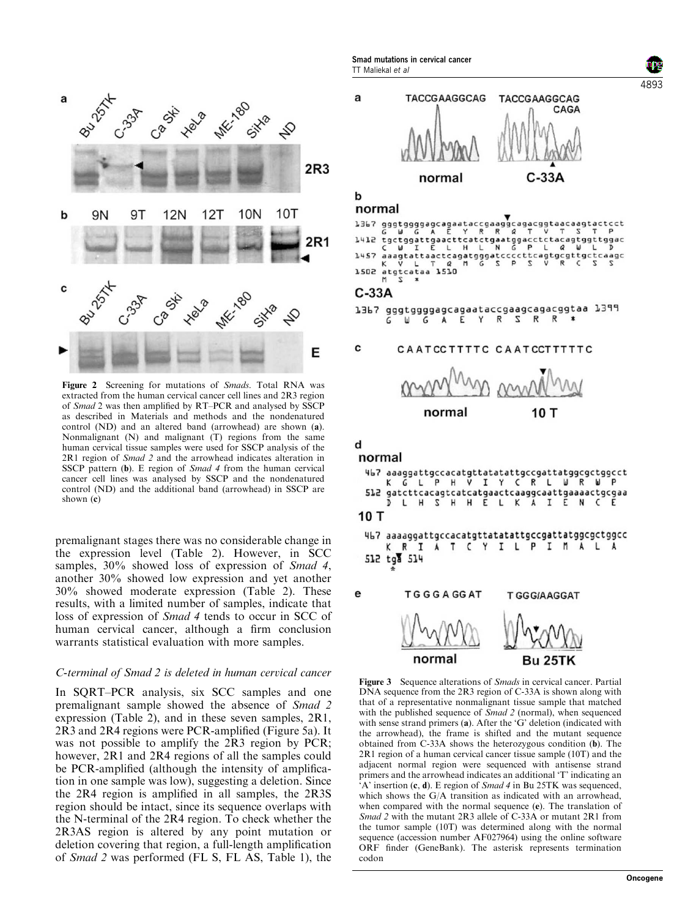**Figure 2** Screening for mutations of *Smads*. Total RNA was extracted from the human cervical cancer cell lines and 2R3 region of *Smad* 2 was then amplified by RT–PCR and analysed by SSCP as described in Materials and methods and the nondenatured control (ND) and an altered band (arrowhead) are shown (**a**). Nonmalignant (N) and malignant (T) regions from the same human cervical tissue samples were used for SSCP analysis of the 2R1 region of *Smad 2* and the arrowhead indicates alteration in SSCP pattern (**b**). E region of *Smad 4* from the human cervical cancer cell lines was analysed by SSCP and the nondenatured control (ND) and the additional band (arrowhead) in SSCP are shown (**c**)

premalignant stages there was no considerable change in the expression level (Table 2). However, in SCC samples, 30% showed loss of expression of *Smad 4*, another 30% showed low expression and yet another 30% showed moderate expression (Table 2). These results, with a limited number of samples, indicate that loss of expression of *Smad 4* tends to occur in SCC of human cervical cancer, although a firm conclusion warrants statistical evaluation with more samples.

### *C-terminal of Smad 2 is deleted in human cervical cancer*

In SQRT–PCR analysis, six SCC samples and one premalignant sample showed the absence of *Smad 2* expression (Table 2), and in these seven samples, 2R1, 2R3 and 2R4 regions were PCR-amplified (Figure 5a). It was not possible to amplify the 2R3 region by PCR; however, 2R1 and 2R4 regions of all the samples could be PCR-amplified (although the intensity of amplification in one sample was low), suggesting a deletion. Since the 2R4 region is amplified in all samples, the 2R3S region should be intact, since its sequence overlaps with the N-terminal of the 2R4 region. To check whether the 2R3AS region is altered by any point mutation or deletion covering that region, a full-length amplification of *Smad 2* was performed (FL S, FL AS, Table 1), the

**Figure 3** Sequence alterations of *Smads* in cervical cancer. Partial DNA sequence from the 2R3 region of C-33A is shown along with that of a representative nonmalignant tissue sample that matched with the published sequence of *Smad 2* (normal), when sequenced with sense strand primers (**a**). After the 'G' deletion (indicated with the arrowhead), the frame is shifted and the mutant sequence obtained from C-33A shows the heterozygous condition (**b**). The 2R1 region of a human cervical cancer tissue sample (10T) and the adjacent normal region were sequenced with antisense strand primers and the arrowhead indicates an additional 'T' indicating an 'A' insertion (**c**, **d**). E region of *Smad 4* in Bu 25TK was sequenced, which shows the G/A transition as indicated with an arrowhead, when compared with the normal sequence (**e**). The translation of *Smad 2* with the mutant 2R3 allele of C-33A or mutant 2R1 from the tumor sample (10T) was determined along with the normal sequence (accession number AF027964) using the online software ORF finder (GeneBank). The asterisk represents termination codon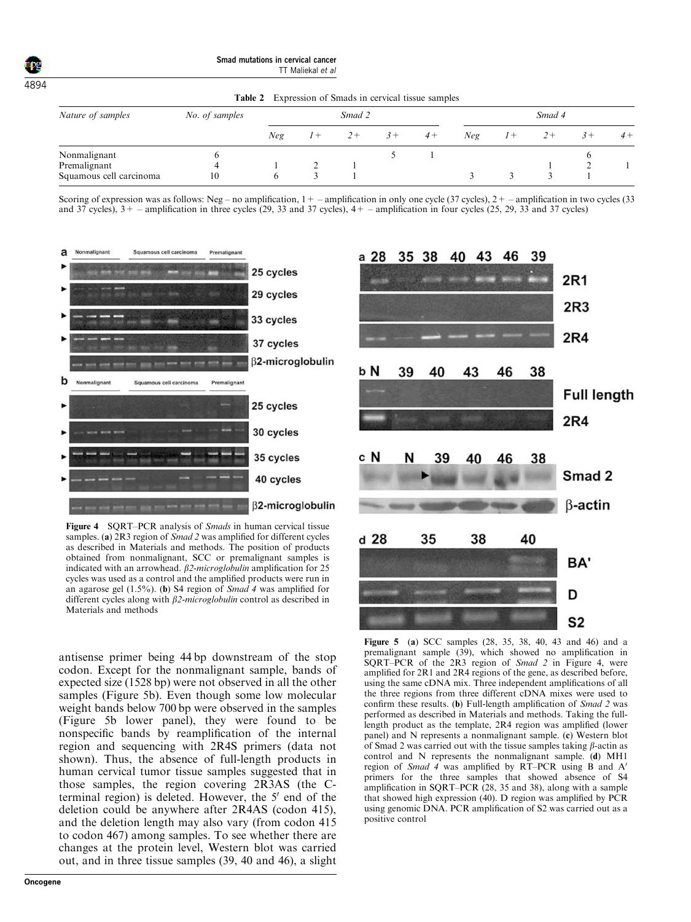**Table 2** Expression of Smads in cervical tissue samples

| *Nature of samples* | *No. of samples* | *Smad 2* | | | | | *Smad 4* | | | | |
|---|---|---|---|---|---|---|---|---|---|---|---|
| | | *Neg* | *1+* | *2+* | *3+* | *4+* | *Neg* | *1+* | *2+* | *3+* | *4+* |
| Nonmalignant | 6 | | | | 5 | 1 | | | | 6 | |
| Premalignant | 4 | 1 | 2 | 1 | | | | | 1 | 2 | 1 |
| Squamous cell carcinoma | 10 | 6 | 3 | 1 | | | 3 | 3 | 3 | 1 | |

Scoring of expression was as follows: Neg – no amplification, 1+ – amplification in only one cycle (37 cycles), 2+ – amplification in two cycles (33 and 37 cycles), 3+ – amplification in three cycles (29, 33 and 37 cycles), 4+ – amplification in four cycles (25, 29, 33 and 37 cycles)

**Figure 4** SQRT–PCR analysis of *Smads* in human cervical tissue samples. (**a**) 2R3 region of *Smad 2* was amplified for different cycles as described in Materials and methods. The position of products obtained from nonmalignant, SCC or premalignant samples is indicated with an arrowhead. *β2-microglobulin* amplification for 25 cycles was used as a control and the amplified products were run in an agarose gel (1.5%). (**b**) S4 region of *Smad 4* was amplified for different cycles along with *β2-microglobulin* control as described in Materials and methods

antisense primer being 44 bp downstream of the stop codon. Except for the nonmalignant sample, bands of expected size (1528 bp) were not observed in all the other samples (Figure 5b). Even though some low molecular weight bands below 700 bp were observed in the samples (Figure 5b lower panel), they were found to be nonspecific bands by reamplification of the internal region and sequencing with 2R4S primers (data not shown). Thus, the absence of full-length products in human cervical tumor tissue samples suggested that in those samples, the region covering 2R3AS (the C-terminal region) is deleted. However, the 5′ end of the deletion could be anywhere after 2R4AS (codon 415), and the deletion length may also vary (from codon 415 to codon 467) among samples. To see whether there are changes at the protein level, Western blot was carried out, and in three tissue samples (39, 40 and 46), a slight

**Figure 5** (**a**) SCC samples (28, 35, 38, 40, 43 and 46) and a premalignant sample (39), which showed no amplification in SQRT–PCR of the 2R3 region of *Smad 2* in Figure 4, were amplified for 2R1 and 2R4 regions of the gene, as described before, using the same cDNA mix. Three independent amplifications of all the three regions from three different cDNA mixes were used to confirm these results. (**b**) Full-length amplification of *Smad 2* was performed as described in Materials and methods. Taking the full-length product as the template, 2R4 region was amplified (lower panel) and N represents a nonmalignant sample. (**c**) Western blot of Smad 2 was carried out with the tissue samples taking *β*-actin as control and N represents the nonmalignant sample. (**d**) MH1 region of *Smad 4* was amplified by RT–PCR using B and A′ primers for the three samples that showed absence of S4 amplification in SQRT–PCR (28, 35 and 38), along with a sample that showed high expression (40). D region was amplified by PCR using genomic DNA. PCR amplification of S2 was carried out as a positive control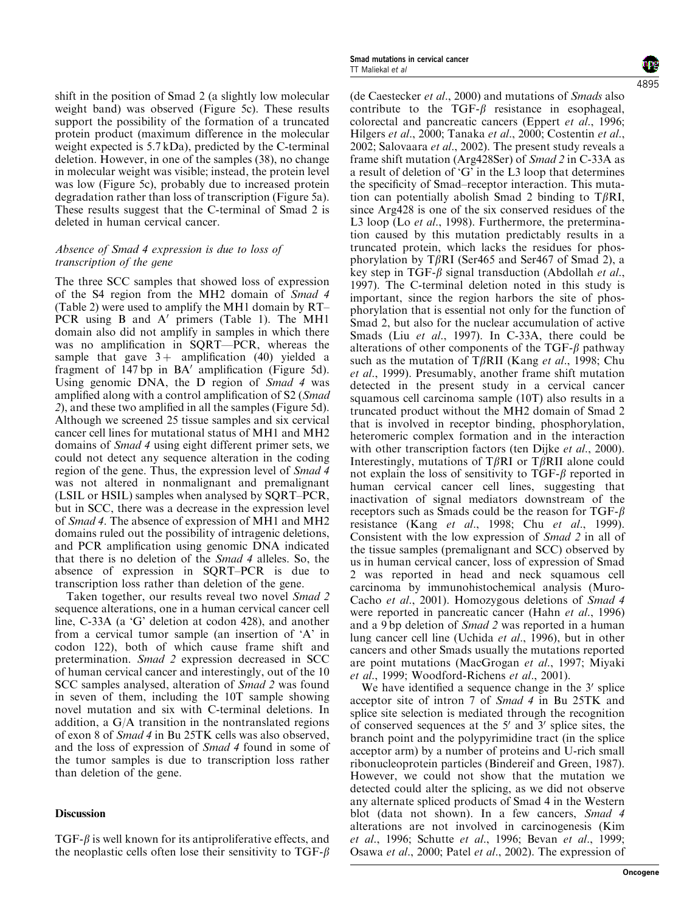shift in the position of Smad 2 (a slightly low molecular weight band) was observed (Figure 5c). These results support the possibility of the formation of a truncated protein product (maximum difference in the molecular weight expected is 5.7 kDa), predicted by the C-terminal deletion. However, in one of the samples (38), no change in molecular weight was visible; instead, the protein level was low (Figure 5c), probably due to increased protein degradation rather than loss of transcription (Figure 5a). These results suggest that the C-terminal of Smad 2 is deleted in human cervical cancer.

### *Absence of Smad 4 expression is due to loss of transcription of the gene*

The three SCC samples that showed loss of expression of the S4 region from the MH2 domain of *Smad 4* (Table 2) were used to amplify the MH1 domain by RT–PCR using B and A′ primers (Table 1). The MH1 domain also did not amplify in samples in which there was no amplification in SQRT—PCR, whereas the sample that gave 3+ amplification (40) yielded a fragment of 147 bp in BA′ amplification (Figure 5d). Using genomic DNA, the D region of *Smad 4* was amplified along with a control amplification of S2 (*Smad 2*), and these two amplified in all the samples (Figure 5d). Although we screened 25 tissue samples and six cervical cancer cell lines for mutational status of MH1 and MH2 domains of *Smad 4* using eight different primer sets, we could not detect any sequence alteration in the coding region of the gene. Thus, the expression level of *Smad 4* was not altered in nonmalignant and premalignant (LSIL or HSIL) samples when analysed by SQRT–PCR, but in SCC, there was a decrease in the expression level of *Smad 4*. The absence of expression of MH1 and MH2 domains ruled out the possibility of intragenic deletions, and PCR amplification using genomic DNA indicated that there is no deletion of the *Smad 4* alleles. So, the absence of expression in SQRT–PCR is due to transcription loss rather than deletion of the gene.

Taken together, our results reveal two novel *Smad 2* sequence alterations, one in a human cervical cancer cell line, C-33A (a 'G' deletion at codon 428), and another from a cervical tumor sample (an insertion of 'A' in codon 122), both of which cause frame shift and pretermination. *Smad 2* expression decreased in SCC of human cervical cancer and interestingly, out of the 10 SCC samples analysed, alteration of *Smad 2* was found in seven of them, including the 10T sample showing novel mutation and six with C-terminal deletions. In addition, a G/A transition in the nontranslated regions of exon 8 of *Smad 4* in Bu 25TK cells was also observed, and the loss of expression of *Smad 4* found in some of the tumor samples is due to transcription loss rather than deletion of the gene.

## Discussion

TGF-$\beta$ is well known for its antiproliferative effects, and the neoplastic cells often lose their sensitivity to TGF-$\beta$ (de Caestecker *et al*., 2000) and mutations of *Smads* also contribute to the TGF-$\beta$ resistance in esophageal, colorectal and pancreatic cancers (Eppert *et al*., 1996; Hilgers *et al*., 2000; Tanaka *et al*., 2000; Costentin *et al*., 2002; Salovaara *et al*., 2002). The present study reveals a frame shift mutation (Arg428Ser) of *Smad 2* in C-33A as a result of deletion of 'G' in the L3 loop that determines the specificity of Smad–receptor interaction. This mutation can potentially abolish Smad 2 binding to T$\beta$RI, since Arg428 is one of the six conserved residues of the L3 loop (Lo *et al*., 1998). Furthermore, the pretermination caused by this mutation predictably results in a truncated protein, which lacks the residues for phosphorylation by T$\beta$RI (Ser465 and Ser467 of Smad 2), a key step in TGF-$\beta$ signal transduction (Abdollah *et al*., 1997). The C-terminal deletion noted in this study is important, since the region harbors the site of phosphorylation that is essential not only for the function of Smad 2, but also for the nuclear accumulation of active Smads (Liu *et al*., 1997). In C-33A, there could be alterations of other components of the TGF-$\beta$ pathway such as the mutation of T$\beta$RII (Kang *et al*., 1998; Chu *et al*., 1999). Presumably, another frame shift mutation detected in the present study in a cervical cancer squamous cell carcinoma sample (10T) also results in a truncated product without the MH2 domain of Smad 2 that is involved in receptor binding, phosphorylation, heteromeric complex formation and in the interaction with other transcription factors (ten Dijke *et al*., 2000). Interestingly, mutations of T$\beta$RI or T$\beta$RII alone could not explain the loss of sensitivity to TGF-$\beta$ reported in human cervical cancer cell lines, suggesting that inactivation of signal mediators downstream of the receptors such as Smads could be the reason for TGF-$\beta$ resistance (Kang *et al*., 1998; Chu *et al*., 1999). Consistent with the low expression of *Smad 2* in all of the tissue samples (premalignant and SCC) observed by us in human cervical cancer, loss of expression of Smad 2 was reported in head and neck squamous cell carcinoma by immunohistochemical analysis (Muro-Cacho *et al*., 2001). Homozygous deletions of *Smad 4* were reported in pancreatic cancer (Hahn *et al*., 1996) and a 9 bp deletion of *Smad 2* was reported in a human lung cancer cell line (Uchida *et al*., 1996), but in other cancers and other Smads usually the mutations reported are point mutations (MacGrogan *et al*., 1997; Miyaki *et al*., 1999; Woodford-Richens *et al*., 2001).

We have identified a sequence change in the 3′ splice acceptor site of intron 7 of *Smad 4* in Bu 25TK and splice site selection is mediated through the recognition of conserved sequences at the 5′ and 3′ splice sites, the branch point and the polypyrimidine tract (in the splice acceptor arm) by a number of proteins and U-rich small ribonucleoprotein particles (Bindereif and Green, 1987). However, we could not show that the mutation we detected could alter the splicing, as we did not observe any alternate spliced products of Smad 4 in the Western blot (data not shown). In a few cancers, *Smad 4* alterations are not involved in carcinogenesis (Kim *et al*., 1996; Schutte *et al*., 1996; Bevan *et al*., 1999; Osawa *et al*., 2000; Patel *et al*., 2002). The expression of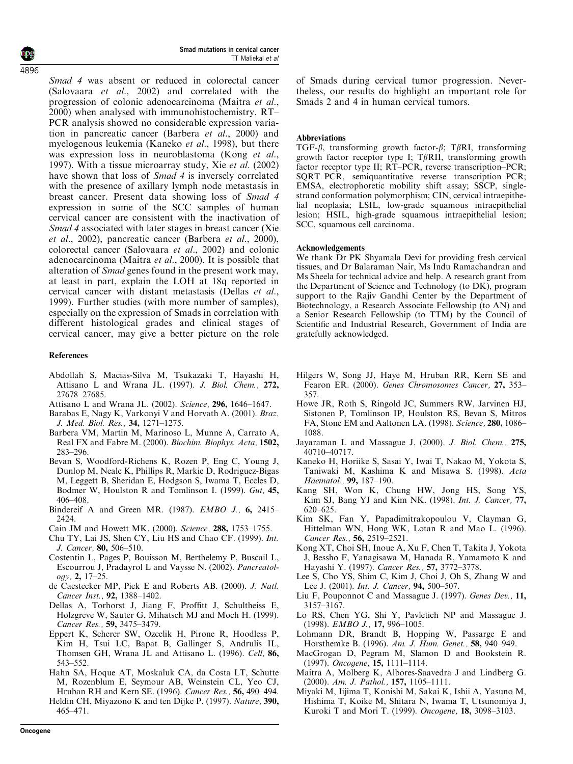*Smad 4* was absent or reduced in colorectal cancer (Salovaara *et al*., 2002) and correlated with the progression of colonic adenocarcinoma (Maitra *et al*., 2000) when analysed with immunohistochemistry. RT–PCR analysis showed no considerable expression variation in pancreatic cancer (Barbera *et al*., 2000) and myelogenous leukemia (Kaneko *et al*., 1998), but there was expression loss in neuroblastoma (Kong *et al*., 1997). With a tissue microarray study, Xie *et al*. (2002) have shown that loss of *Smad 4* is inversely correlated with the presence of axillary lymph node metastasis in breast cancer. Present data showing loss of *Smad 4* expression in some of the SCC samples of human cervical cancer are consistent with the inactivation of *Smad 4* associated with later stages in breast cancer (Xie *et al*., 2002), pancreatic cancer (Barbera *et al*., 2000), colorectal cancer (Salovaara *et al*., 2002) and colonic adenocarcinoma (Maitra *et al*., 2000). It is possible that alteration of *Smad* genes found in the present work may, at least in part, explain the LOH at 18q reported in cervical cancer with distant metastasis (Dellas *et al*., 1999). Further studies (with more number of samples), especially on the expression of Smads in correlation with different histological grades and clinical stages of cervical cancer, may give a better picture on the role of Smads during cervical tumor progression. Nevertheless, our results do highlight an important role for Smads 2 and 4 in human cervical tumors.

### Abbreviations

TGF-$\beta$, transforming growth factor-$\beta$; T$\beta$RI, transforming growth factor receptor type I; T$\beta$RII, transforming growth factor receptor type II; RT–PCR, reverse transcription–PCR; SQRT–PCR, semiquantitative reverse transcription–PCR; EMSA, electrophoretic mobility shift assay; SSCP, single-strand conformation polymorphism; CIN, cervical intraepithelial neoplasia; LSIL, low-grade squamous intraepithelial lesion; HSIL, high-grade squamous intraepithelial lesion; SCC, squamous cell carcinoma.

### Acknowledgements

We thank Dr PK Shyamala Devi for providing fresh cervical tissues, and Dr Balaraman Nair, Ms Indu Ramachandran and Ms Sheela for technical advice and help. A research grant from the Department of Science and Technology (to DK), program support to the Rajiv Gandhi Center by the Department of Biotechnology, a Research Associate Fellowship (to AN) and a Senior Research Fellowship (to TTM) by the Council of Scientific and Industrial Research, Government of India are gratefully acknowledged.

### References

Abdollah S, Macias-Silva M, Tsukazaki T, Hayashi H, Attisano L and Wrana JL. (1997). *J. Biol. Chem.*, **272,** 27678–27685.

Attisano L and Wrana JL. (2002). *Science*, **296,** 1646–1647.

Barabas E, Nagy K, Varkonyi V and Horvath A. (2001). *Braz. J. Med. Biol. Res.*, **34,** 1271–1275.

Barbera VM, Martin M, Marinoso L, Munne A, Carrato A, Real FX and Fabre M. (2000). *Biochim. Biophys. Acta*, **1502,** 283–296.

Bevan S, Woodford-Richens K, Rozen P, Eng C, Young J, Dunlop M, Neale K, Phillips R, Markie D, Rodriguez-Bigas M, Leggett B, Sheridan E, Hodgson S, Iwama T, Eccles D, Bodmer W, Houlston R and Tomlinson I. (1999). *Gut*, **45,** 406–408.

Bindereif A and Green MR. (1987). *EMBO J.*, **6,** 2415–2424.

Cain JM and Howett MK. (2000). *Science*, **288,** 1753–1755.

Chu TY, Lai JS, Shen CY, Liu HS and Chao CF. (1999). *Int. J. Cancer*, **80,** 506–510.

Costentin L, Pages P, Bouisson M, Berthelemy P, Buscail L, Escourrou J, Pradayrol L and Vaysse N. (2002). *Pancreatology*, **2,** 17–25.

de Caestecker MP, Piek E and Roberts AB. (2000). *J. Natl. Cancer Inst.*, **92,** 1388–1402.

Dellas A, Torhorst J, Jiang F, Proffitt J, Schultheiss E, Holzgreve W, Sauter G, Mihatsch MJ and Moch H. (1999). *Cancer Res.*, **59,** 3475–3479.

Eppert K, Scherer SW, Ozcelik H, Pirone R, Hoodless P, Kim H, Tsui LC, Bapat B, Gallinger S, Andrulis IL, Thomsen GH, Wrana JL and Attisano L. (1996). *Cell*, **86,** 543–552.

Hahn SA, Hoque AT, Moskaluk CA, da Costa LT, Schutte M, Rozenblum E, Seymour AB, Weinstein CL, Yeo CJ, Hruban RH and Kern SE. (1996). *Cancer Res.*, **56,** 490–494.

Heldin CH, Miyazono K and ten Dijke P. (1997). *Nature*, **390,** 465–471.

Hilgers W, Song JJ, Haye M, Hruban RR, Kern SE and Fearon ER. (2000). *Genes Chromosomes Cancer*, **27,** 353–357.

Howe JR, Roth S, Ringold JC, Summers RW, Jarvinen HJ, Sistonen P, Tomlinson IP, Houlston RS, Bevan S, Mitros FA, Stone EM and Aaltonen LA. (1998). *Science*, **280,** 1086–1088.

Jayaraman L and Massague J. (2000). *J. Biol. Chem.*, **275,** 40710–40717.

Kaneko H, Horiike S, Sasai Y, Iwai T, Nakao M, Yokota S, Taniwaki M, Kashima K and Misawa S. (1998). *Acta Haematol.*, **99,** 187–190.

Kang SH, Won K, Chung HW, Jong HS, Song YS, Kim SJ, Bang YJ and Kim NK. (1998). *Int. J. Cancer*, **77,** 620–625.

Kim SK, Fan Y, Papadimitrakopoulou V, Clayman G, Hittelman WN, Hong WK, Lotan R and Mao L. (1996). *Cancer Res.*, **56,** 2519–2521.

Kong XT, Choi SH, Inoue A, Xu F, Chen T, Takita J, Yokota J, Bessho F, Yanagisawa M, Hanada R, Yamamoto K and Hayashi Y. (1997). *Cancer Res.*, **57,** 3772–3778.

Lee S, Cho YS, Shim C, Kim J, Choi J, Oh S, Zhang W and Lee J. (2001). *Int. J. Cancer*, **94,** 500–507.

Liu F, Pouponnot C and Massague J. (1997). *Genes Dev.*, **11,** 3157–3167.

Lo RS, Chen YG, Shi Y, Pavletich NP and Massague J. (1998). *EMBO J.*, **17,** 996–1005.

Lohmann DR, Brandt B, Hopping W, Passarge E and Horsthemke B. (1996). *Am. J. Hum. Genet.*, **58,** 940–949.

MacGrogan D, Pegram M, Slamon D and Bookstein R. (1997). *Oncogene*, **15,** 1111–1114.

Maitra A, Molberg K, Albores-Saavedra J and Lindberg G. (2000). *Am. J. Pathol.*, **157,** 1105–1111.

Miyaki M, Iijima T, Konishi M, Sakai K, Ishii A, Yasuno M, Hishima T, Koike M, Shitara N, Iwama T, Utsunomiya J, Kuroki T and Mori T. (1999). *Oncogene*, **18,** 3098–3103.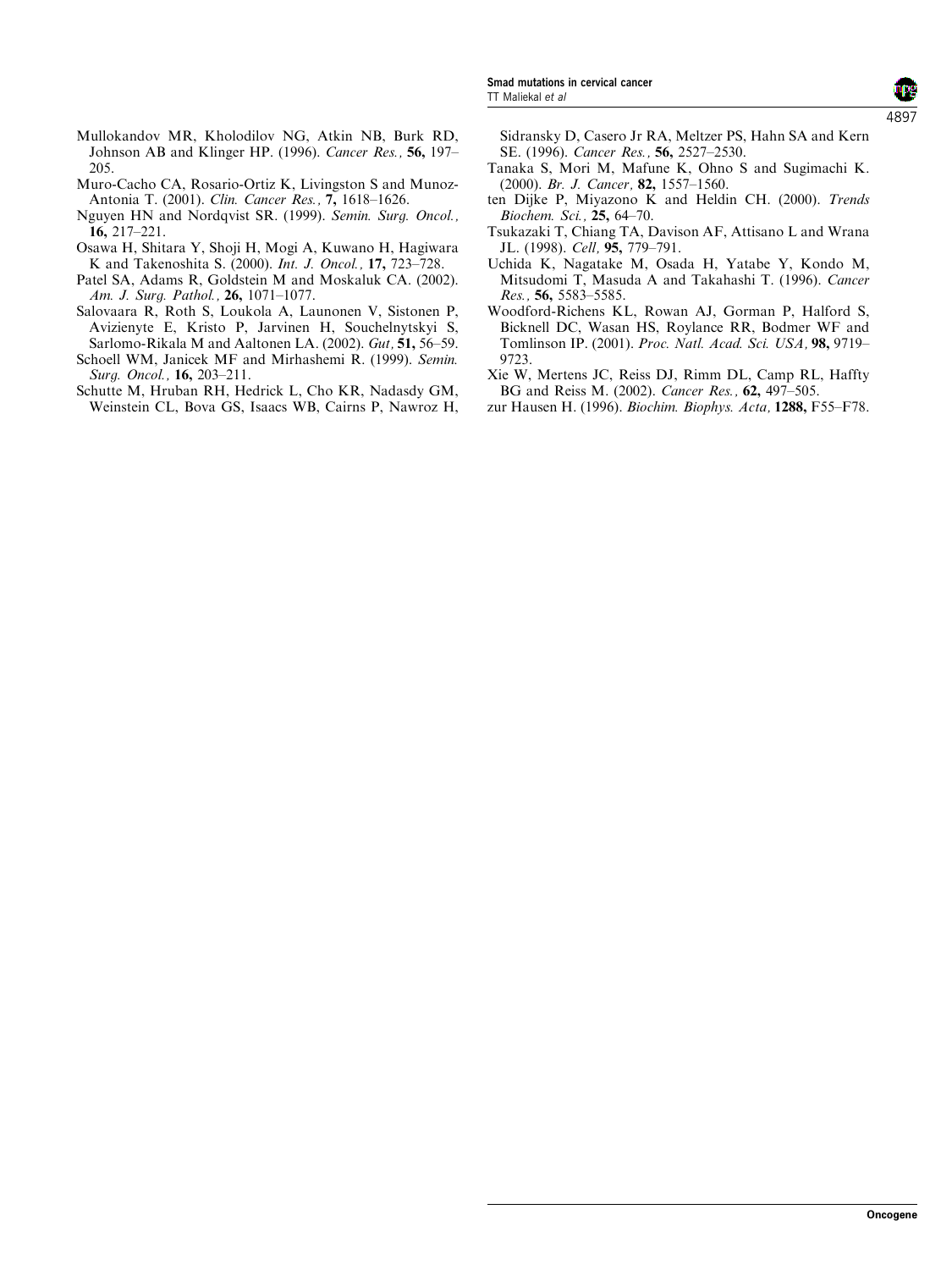Mullokandov MR, Kholodilov NG, Atkin NB, Burk RD, Johnson AB and Klinger HP. (1996). *Cancer Res.,* **56,** 197–205.

Muro-Cacho CA, Rosario-Ortiz K, Livingston S and Munoz-Antonia T. (2001). *Clin. Cancer Res.,* **7,** 1618–1626.

Nguyen HN and Nordqvist SR. (1999). *Semin. Surg. Oncol.,* **16,** 217–221.

Osawa H, Shitara Y, Shoji H, Mogi A, Kuwano H, Hagiwara K and Takenoshita S. (2000). *Int. J. Oncol.,* **17,** 723–728.

Patel SA, Adams R, Goldstein M and Moskaluk CA. (2002). *Am. J. Surg. Pathol.,* **26,** 1071–1077.

Salovaara R, Roth S, Loukola A, Launonen V, Sistonen P, Avizienyte E, Kristo P, Jarvinen H, Souchelnytskyi S, Sarlomo-Rikala M and Aaltonen LA. (2002). *Gut,* **51,** 56–59.

Schoell WM, Janicek MF and Mirhashemi R. (1999). *Semin. Surg. Oncol.,* **16,** 203–211.

Schutte M, Hruban RH, Hedrick L, Cho KR, Nadasdy GM, Weinstein CL, Bova GS, Isaacs WB, Cairns P, Nawroz H, Sidransky D, Casero Jr RA, Meltzer PS, Hahn SA and Kern SE. (1996). *Cancer Res.,* **56,** 2527–2530.

Tanaka S, Mori M, Mafune K, Ohno S and Sugimachi K. (2000). *Br. J. Cancer,* **82,** 1557–1560.

ten Dijke P, Miyazono K and Heldin CH. (2000). *Trends Biochem. Sci.,* **25,** 64–70.

Tsukazaki T, Chiang TA, Davison AF, Attisano L and Wrana JL. (1998). *Cell,* **95,** 779–791.

Uchida K, Nagatake M, Osada H, Yatabe Y, Kondo M, Mitsudomi T, Masuda A and Takahashi T. (1996). *Cancer Res.,* **56,** 5583–5585.

Woodford-Richens KL, Rowan AJ, Gorman P, Halford S, Bicknell DC, Wasan HS, Roylance RR, Bodmer WF and Tomlinson IP. (2001). *Proc. Natl. Acad. Sci. USA,* **98,** 9719–9723.

Xie W, Mertens JC, Reiss DJ, Rimm DL, Camp RL, Haffty BG and Reiss M. (2002). *Cancer Res.,* **62,** 497–505.

zur Hausen H. (1996). *Biochim. Biophys. Acta,* **1288,** F55–F78.